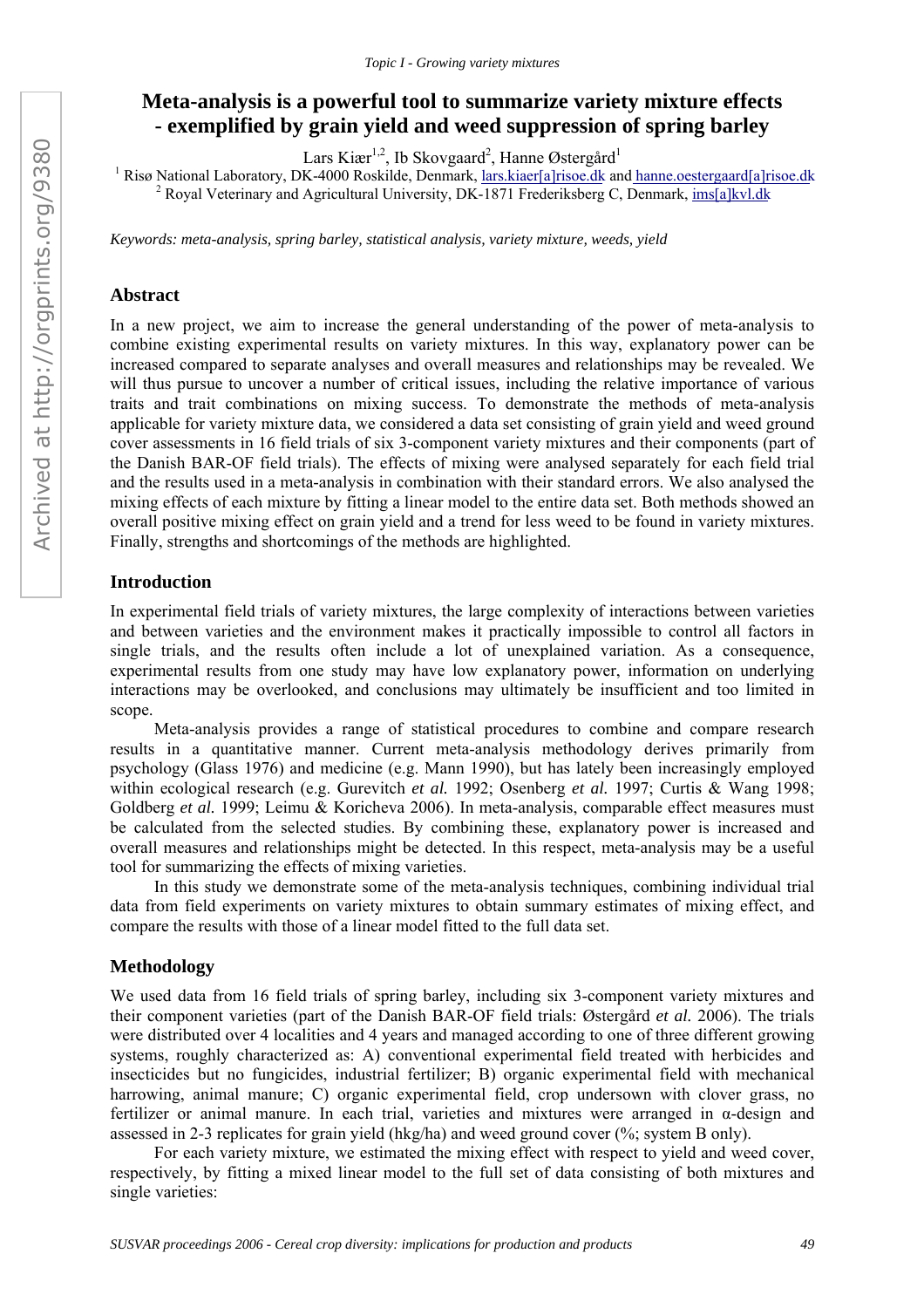# Meta-analysis is a powerful tool to summarize variety mixture effects - exemplified by grain yield and weed suppression of spring barley

Lars Kiær[1,2], Ib Skovgaard[2], Hanne Østergård[1]

[1] Risø National Laboratory, DK-4000 Roskilde, Denmark, lars.kiaer[a]risoe.dk and hanne.oestergaard[a]risoe.dk

[2] Royal Veterinary and Agricultural University, DK-1871 Frederiksberg C, Denmark, ims[a]kvl.dk

*Keywords: meta-analysis, spring barley, statistical analysis, variety mixture, weeds, yield*

## Abstract

In a new project, we aim to increase the general understanding of the power of meta-analysis to combine existing experimental results on variety mixtures. In this way, explanatory power can be increased compared to separate analyses and overall measures and relationships may be revealed. We will thus pursue to uncover a number of critical issues, including the relative importance of various traits and trait combinations on mixing success. To demonstrate the methods of meta-analysis applicable for variety mixture data, we considered a data set consisting of grain yield and weed ground cover assessments in 16 field trials of six 3-component variety mixtures and their components (part of the Danish BAR-OF field trials). The effects of mixing were analysed separately for each field trial and the results used in a meta-analysis in combination with their standard errors. We also analysed the mixing effects of each mixture by fitting a linear model to the entire data set. Both methods showed an overall positive mixing effect on grain yield and a trend for less weed to be found in variety mixtures. Finally, strengths and shortcomings of the methods are highlighted.

## Introduction

In experimental field trials of variety mixtures, the large complexity of interactions between varieties and between varieties and the environment makes it practically impossible to control all factors in single trials, and the results often include a lot of unexplained variation. As a consequence, experimental results from one study may have low explanatory power, information on underlying interactions may be overlooked, and conclusions may ultimately be insufficient and too limited in scope.

Meta-analysis provides a range of statistical procedures to combine and compare research results in a quantitative manner. Current meta-analysis methodology derives primarily from psychology (Glass 1976) and medicine (e.g. Mann 1990), but has lately been increasingly employed within ecological research (e.g. Gurevitch *et al.* 1992; Osenberg *et al.* 1997; Curtis & Wang 1998; Goldberg *et al.* 1999; Leimu & Koricheva 2006). In meta-analysis, comparable effect measures must be calculated from the selected studies. By combining these, explanatory power is increased and overall measures and relationships might be detected. In this respect, meta-analysis may be a useful tool for summarizing the effects of mixing varieties.

In this study we demonstrate some of the meta-analysis techniques, combining individual trial data from field experiments on variety mixtures to obtain summary estimates of mixing effect, and compare the results with those of a linear model fitted to the full data set.

## Methodology

We used data from 16 field trials of spring barley, including six 3-component variety mixtures and their component varieties (part of the Danish BAR-OF field trials: Østergård *et al.* 2006). The trials were distributed over 4 localities and 4 years and managed according to one of three different growing systems, roughly characterized as: A) conventional experimental field treated with herbicides and insecticides but no fungicides, industrial fertilizer; B) organic experimental field with mechanical harrowing, animal manure; C) organic experimental field, crop undersown with clover grass, no fertilizer or animal manure. In each trial, varieties and mixtures were arranged in α-design and assessed in 2-3 replicates for grain yield (hkg/ha) and weed ground cover (%; system B only).

For each variety mixture, we estimated the mixing effect with respect to yield and weed cover, respectively, by fitting a mixed linear model to the full set of data consisting of both mixtures and single varieties: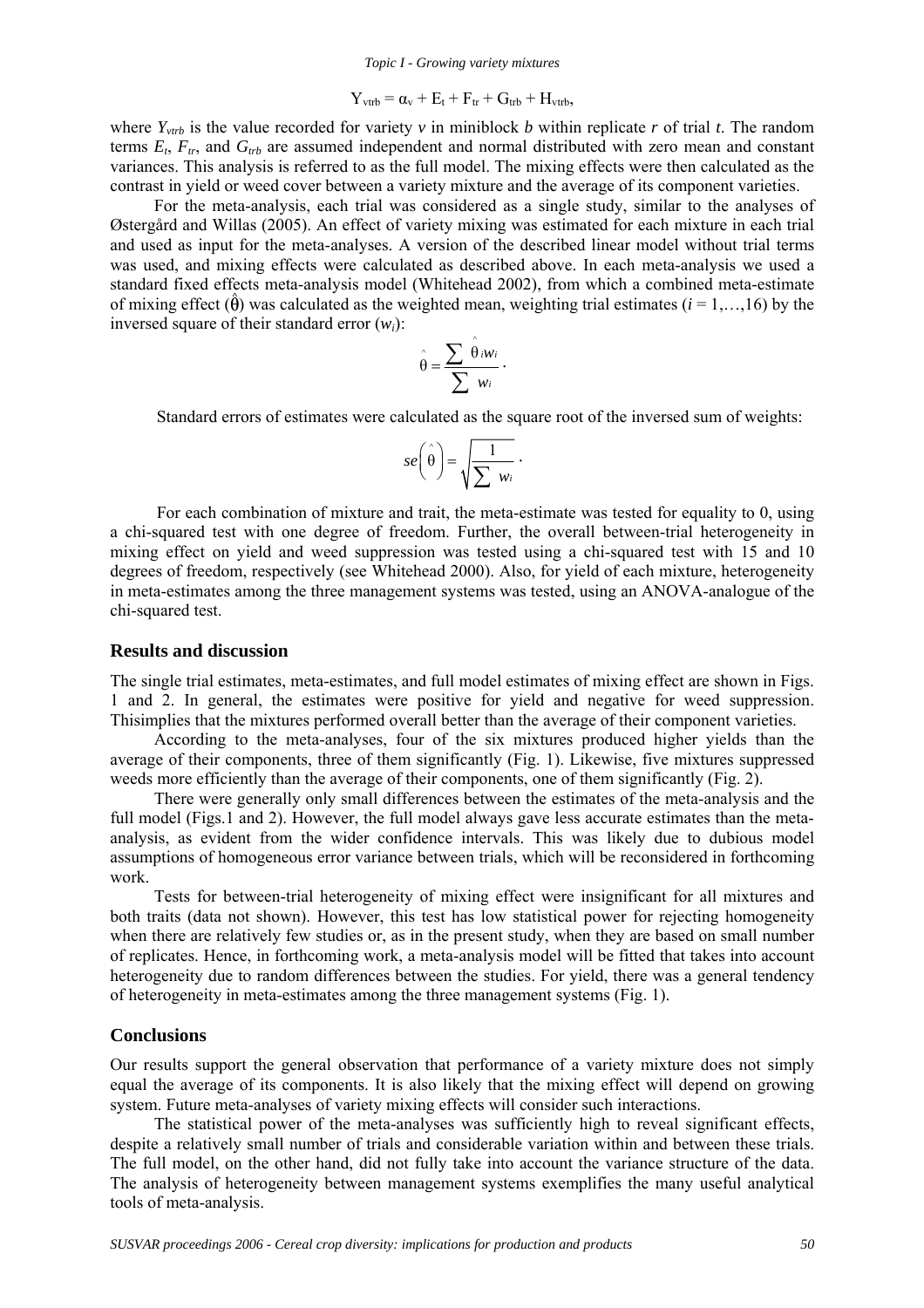$$Y_{vtrb} = \alpha_v + E_t + F_{tr} + G_{trb} + H_{vtrb},$$

where $Y_{vtrb}$ is the value recorded for variety $v$ in miniblock $b$ within replicate $r$ of trial $t$. The random terms $E_t$, $F_{tr}$, and $G_{trb}$ are assumed independent and normal distributed with zero mean and constant variances. This analysis is referred to as the full model. The mixing effects were then calculated as the contrast in yield or weed cover between a variety mixture and the average of its component varieties.

For the meta-analysis, each trial was considered as a single study, similar to the analyses of Østergård and Willas (2005). An effect of variety mixing was estimated for each mixture in each trial and used as input for the meta-analyses. A version of the described linear model without trial terms was used, and mixing effects were calculated as described above. In each meta-analysis we used a standard fixed effects meta-analysis model (Whitehead 2002), from which a combined meta-estimate of mixing effect ($\hat{\theta}$) was calculated as the weighted mean, weighting trial estimates ($i = 1,\ldots,16$) by the inversed square of their standard error ($w_i$):

$$\hat{\theta} = \frac{\sum \hat{\theta}_i w_i}{\sum w_i}.$$

Standard errors of estimates were calculated as the square root of the inversed sum of weights:

$$se\left(\hat{\theta}\right) = \sqrt{\frac{1}{\sum w_i}}.$$

For each combination of mixture and trait, the meta-estimate was tested for equality to 0, using a chi-squared test with one degree of freedom. Further, the overall between-trial heterogeneity in mixing effect on yield and weed suppression was tested using a chi-squared test with 15 and 10 degrees of freedom, respectively (see Whitehead 2000). Also, for yield of each mixture, heterogeneity in meta-estimates among the three management systems was tested, using an ANOVA-analogue of the chi-squared test.

## Results and discussion

The single trial estimates, meta-estimates, and full model estimates of mixing effect are shown in Figs. 1 and 2. In general, the estimates were positive for yield and negative for weed suppression. Thisimplies that the mixtures performed overall better than the average of their component varieties.

According to the meta-analyses, four of the six mixtures produced higher yields than the average of their components, three of them significantly (Fig. 1). Likewise, five mixtures suppressed weeds more efficiently than the average of their components, one of them significantly (Fig. 2).

There were generally only small differences between the estimates of the meta-analysis and the full model (Figs.1 and 2). However, the full model always gave less accurate estimates than the meta-analysis, as evident from the wider confidence intervals. This was likely due to dubious model assumptions of homogeneous error variance between trials, which will be reconsidered in forthcoming work.

Tests for between-trial heterogeneity of mixing effect were insignificant for all mixtures and both traits (data not shown). However, this test has low statistical power for rejecting homogeneity when there are relatively few studies or, as in the present study, when they are based on small number of replicates. Hence, in forthcoming work, a meta-analysis model will be fitted that takes into account heterogeneity due to random differences between the studies. For yield, there was a general tendency of heterogeneity in meta-estimates among the three management systems (Fig. 1).

## Conclusions

Our results support the general observation that performance of a variety mixture does not simply equal the average of its components. It is also likely that the mixing effect will depend on growing system. Future meta-analyses of variety mixing effects will consider such interactions.

The statistical power of the meta-analyses was sufficiently high to reveal significant effects, despite a relatively small number of trials and considerable variation within and between these trials. The full model, on the other hand, did not fully take into account the variance structure of the data. The analysis of heterogeneity between management systems exemplifies the many useful analytical tools of meta-analysis.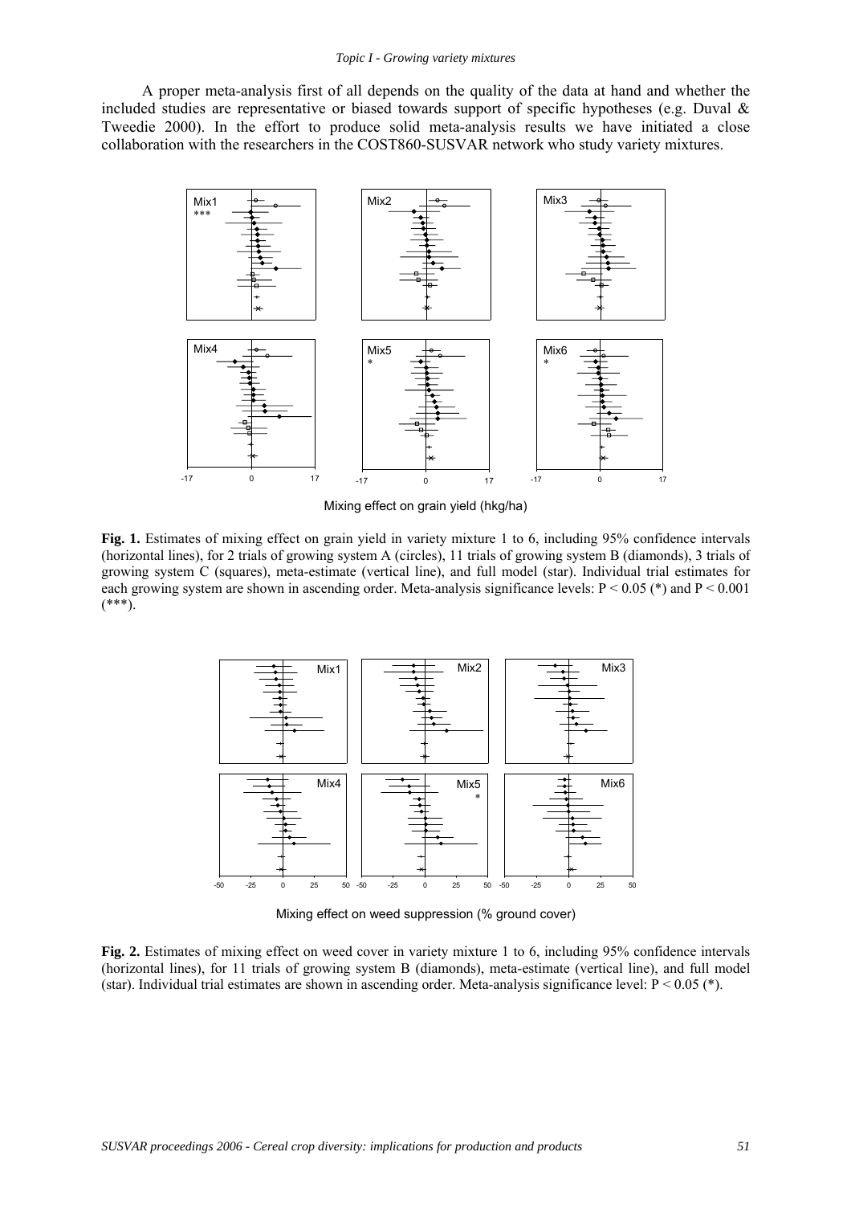A proper meta-analysis first of all depends on the quality of the data at hand and whether the included studies are representative or biased towards support of specific hypotheses (e.g. Duval & Tweedie 2000). In the effort to produce solid meta-analysis results we have initiated a close collaboration with the researchers in the COST860-SUSVAR network who study variety mixtures.

Mix1
***
Mix2
Mix3
Mix4
Mix5
*
Mix6
*
-17 0 17 -17 0 17 -17 0 17

Mixing effect on grain yield (hkg/ha)

**Fig. 1.** Estimates of mixing effect on grain yield in variety mixture 1 to 6, including 95% confidence intervals (horizontal lines), for 2 trials of growing system A (circles), 11 trials of growing system B (diamonds), 3 trials of growing system C (squares), meta-estimate (vertical line), and full model (star). Individual trial estimates for each growing system are shown in ascending order. Meta-analysis significance levels: $P < 0.05$ (*) and $P < 0.001$ (***).

Mix1
Mix2
Mix3
Mix4
Mix5
*
Mix6
-50 -25 0 25 50 -50 -25 0 25 50 -50 -25 0 25 50

Mixing effect on weed suppression (% ground cover)

**Fig. 2.** Estimates of mixing effect on weed cover in variety mixture 1 to 6, including 95% confidence intervals (horizontal lines), for 11 trials of growing system B (diamonds), meta-estimate (vertical line), and full model (star). Individual trial estimates are shown in ascending order. Meta-analysis significance level: $P < 0.05$ (*).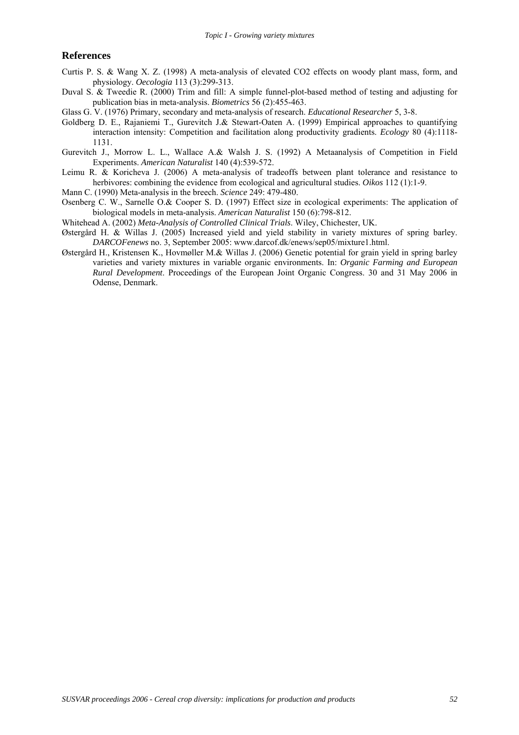## References

Curtis P. S. & Wang X. Z. (1998) A meta-analysis of elevated CO2 effects on woody plant mass, form, and physiology. *Oecologia* 113 (3):299-313.

Duval S. & Tweedie R. (2000) Trim and fill: A simple funnel-plot-based method of testing and adjusting for publication bias in meta-analysis. *Biometrics* 56 (2):455-463.

Glass G. V. (1976) Primary, secondary and meta-analysis of research. *Educational Researcher* 5, 3-8.

Goldberg D. E., Rajaniemi T., Gurevitch J.& Stewart-Oaten A. (1999) Empirical approaches to quantifying interaction intensity: Competition and facilitation along productivity gradients. *Ecology* 80 (4):1118-1131.

Gurevitch J., Morrow L. L., Wallace A.& Walsh J. S. (1992) A Metaanalysis of Competition in Field Experiments. *American Naturalist* 140 (4):539-572.

Leimu R. & Koricheva J. (2006) A meta-analysis of tradeoffs between plant tolerance and resistance to herbivores: combining the evidence from ecological and agricultural studies. *Oikos* 112 (1):1-9.

Mann C. (1990) Meta-analysis in the breech. *Science* 249: 479-480.

Osenberg C. W., Sarnelle O.& Cooper S. D. (1997) Effect size in ecological experiments: The application of biological models in meta-analysis. *American Naturalist* 150 (6):798-812.

Whitehead A. (2002) *Meta-Analysis of Controlled Clinical Trials*. Wiley, Chichester, UK.

Østergård H. & Willas J. (2005) Increased yield and yield stability in variety mixtures of spring barley. *DARCOFenews* no. 3, September 2005: www.darcof.dk/enews/sep05/mixture1.html.

Østergård H., Kristensen K., Hovmøller M.& Willas J. (2006) Genetic potential for grain yield in spring barley varieties and variety mixtures in variable organic environments. In: *Organic Farming and European Rural Development*. Proceedings of the European Joint Organic Congress. 30 and 31 May 2006 in Odense, Denmark.